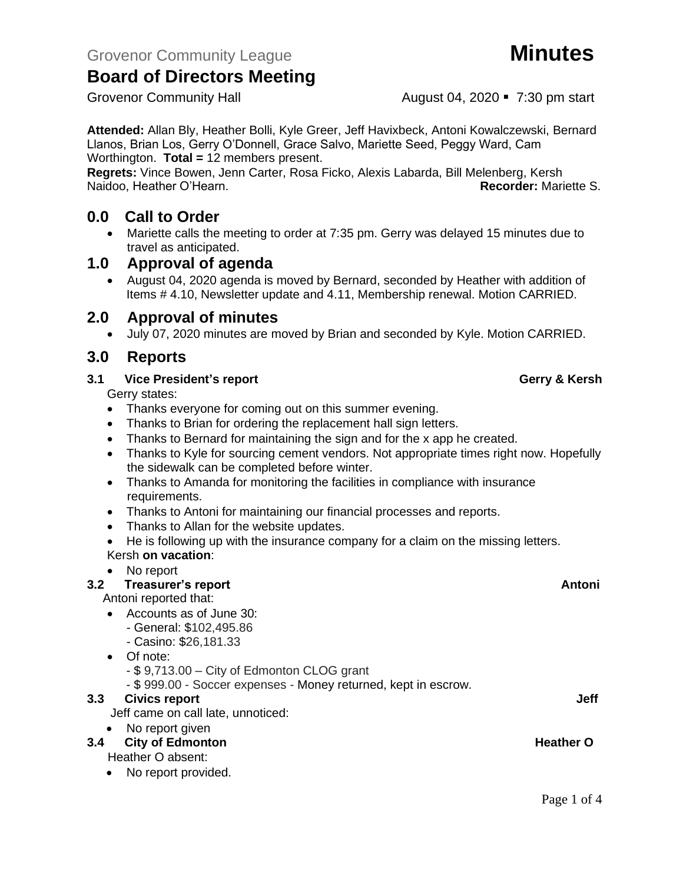Grovenor Community League **Minutes**

# Board of Directors Meeting

Grovenor Community Hall August 04, 2020 ▪ 7:30 pm start

**Attended:** Allan Bly, Heather Bolli, Kyle Greer, Jeff Havixbeck, Antoni Kowalczewski, Bernard Llanos, Brian Los, Gerry O'Donnell, Grace Salvo, Mariette Seed, Peggy Ward, Cam Worthington. **Total =** 12 members present.
**Regrets:** Vince Bowen, Jenn Carter, Rosa Ficko, Alexis Labarda, Bill Melenberg, Kersh Naidoo, Heather O'Hearn. **Recorder:** Mariette S.

## 0.0 Call to Order

- Mariette calls the meeting to order at 7:35 pm. Gerry was delayed 15 minutes due to travel as anticipated.

## 1.0 Approval of agenda

- August 04, 2020 agenda is moved by Bernard, seconded by Heather with addition of Items # 4.10, Newsletter update and 4.11, Membership renewal. Motion CARRIED.

## 2.0 Approval of minutes

- July 07, 2020 minutes are moved by Brian and seconded by Kyle. Motion CARRIED.

## 3.0 Reports

### 3.1 Vice President's report — Gerry & Kersh

Gerry states:

- Thanks everyone for coming out on this summer evening.
- Thanks to Brian for ordering the replacement hall sign letters.
- Thanks to Bernard for maintaining the sign and for the x app he created.
- Thanks to Kyle for sourcing cement vendors. Not appropriate times right now. Hopefully the sidewalk can be completed before winter.
- Thanks to Amanda for monitoring the facilities in compliance with insurance requirements.
- Thanks to Antoni for maintaining our financial processes and reports.
- Thanks to Allan for the website updates.
- He is following up with the insurance company for a claim on the missing letters.

Kersh **on vacation**:

- No report

### 3.2 Treasurer's report — Antoni

Antoni reported that:

- Accounts as of June 30:
  - General: $102,495.86
  - Casino: $26,181.33
- Of note:
  - $ 9,713.00 – City of Edmonton CLOG grant
  - $ 999.00 - Soccer expenses - Money returned, kept in escrow.

### 3.3 Civics report — Jeff

Jeff came on call late, unnoticed:

- No report given

### 3.4 City of Edmonton — Heather O

Heather O absent:

- No report provided.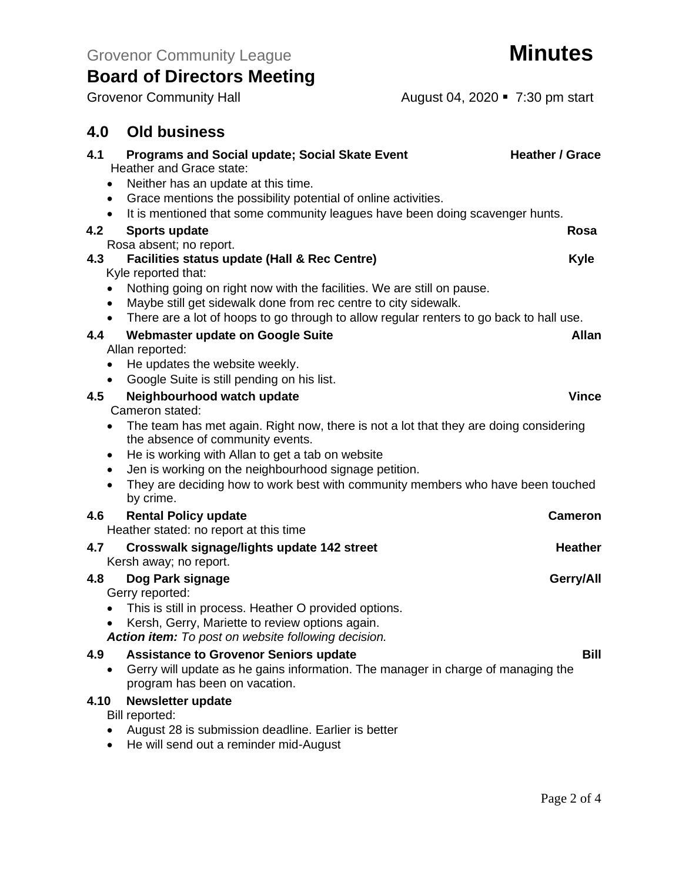Grovenor Community League **Minutes**

# Board of Directors Meeting

Grovenor Community Hall August 04, 2020 ▪ 7:30 pm start

## 4.0 Old business

### 4.1 Programs and Social update; Social Skate Event — Heather / Grace

Heather and Grace state:

- Neither has an update at this time.
- Grace mentions the possibility potential of online activities.
- It is mentioned that some community leagues have been doing scavenger hunts.

### 4.2 Sports update — Rosa

Rosa absent; no report.

### 4.3 Facilities status update (Hall & Rec Centre) — Kyle

Kyle reported that:

- Nothing going on right now with the facilities. We are still on pause.
- Maybe still get sidewalk done from rec centre to city sidewalk.
- There are a lot of hoops to go through to allow regular renters to go back to hall use.

### 4.4 Webmaster update on Google Suite — Allan

Allan reported:

- He updates the website weekly.
- Google Suite is still pending on his list.

### 4.5 Neighbourhood watch update — Vince

Cameron stated:

- The team has met again. Right now, there is not a lot that they are doing considering the absence of community events.
- He is working with Allan to get a tab on website
- Jen is working on the neighbourhood signage petition.
- They are deciding how to work best with community members who have been touched by crime.

### 4.6 Rental Policy update — Cameron

Heather stated: no report at this time

### 4.7 Crosswalk signage/lights update 142 street — Heather

Kersh away; no report.

### 4.8 Dog Park signage — Gerry/All

Gerry reported:

- This is still in process. Heather O provided options.
- Kersh, Gerry, Mariette to review options again.

***Action item:*** *To post on website following decision.*

### 4.9 Assistance to Grovenor Seniors update — Bill

- Gerry will update as he gains information. The manager in charge of managing the program has been on vacation.

### 4.10 Newsletter update

Bill reported:

- August 28 is submission deadline. Earlier is better
- He will send out a reminder mid-August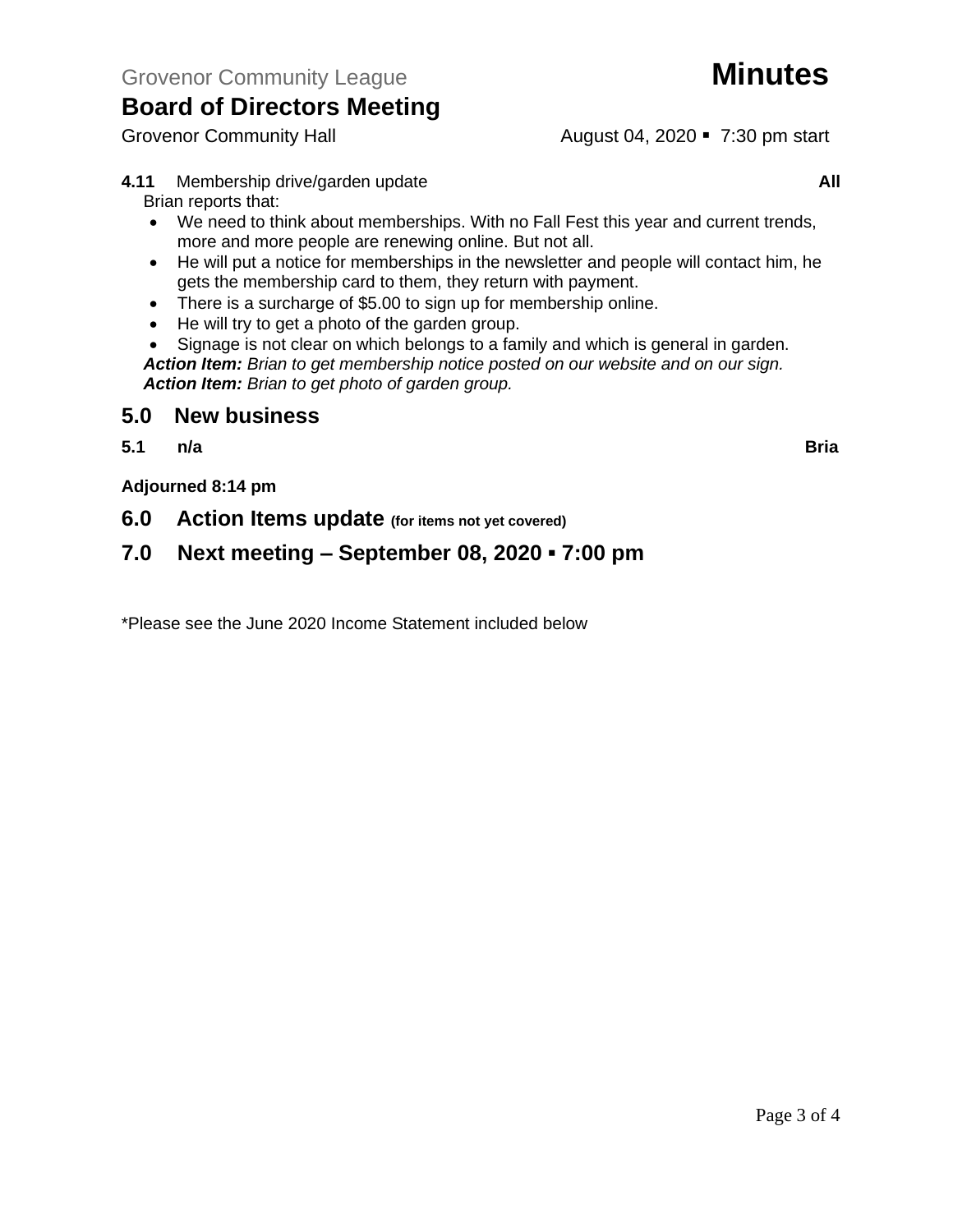Grovenor Community League

# Minutes

## Board of Directors Meeting

Grovenor Community Hall August 04, 2020 ▪ 7:30 pm start

**4.11** Membership drive/garden update **All**

Brian reports that:

- We need to think about memberships. With no Fall Fest this year and current trends, more and more people are renewing online. But not all.
- He will put a notice for memberships in the newsletter and people will contact him, he gets the membership card to them, they return with payment.
- There is a surcharge of $5.00 to sign up for membership online.
- He will try to get a photo of the garden group.
- Signage is not clear on which belongs to a family and which is general in garden.

***Action Item:*** *Brian to get membership notice posted on our website and on our sign.*
***Action Item:*** *Brian to get photo of garden group.*

## 5.0 New business

**5.1 n/a** **Bria**

**Adjourned 8:14 pm**

## 6.0 Action Items update (for items not yet covered)

## 7.0 Next meeting – September 08, 2020 ▪ 7:00 pm

*Please see the June 2020 Income Statement included below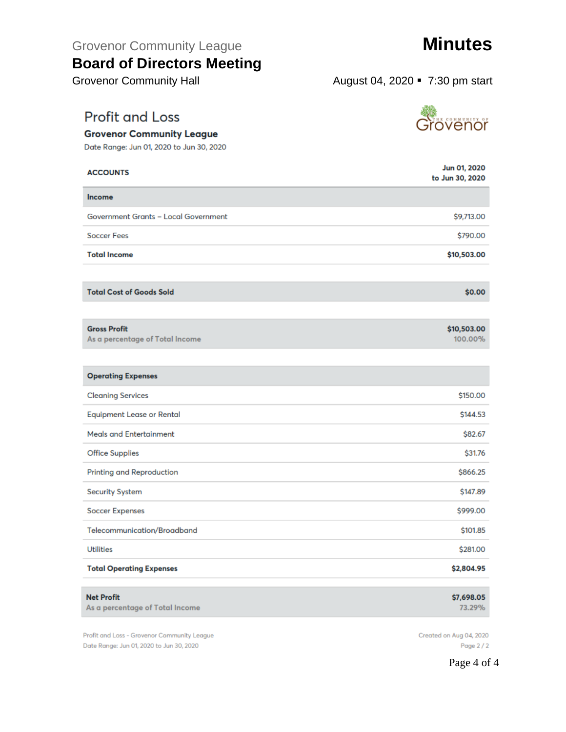# Profit and Loss

**Grovenor Community League**

Date Range: Jun 01, 2020 to Jun 30, 2020

| ACCOUNTS | Jun 01, 2020 to Jun 30, 2020 |
|---|---|
| **Income** | |
| Government Grants – Local Government | $9,713.00 |
| Soccer Fees | $790.00 |
| **Total Income** | **$10,503.00** |
| **Total Cost of Goods Sold** | **$0.00** |
| **Gross Profit** | **$10,503.00** |
| As a percentage of Total Income | 100.00% |
| **Operating Expenses** | |
| Cleaning Services | $150.00 |
| Equipment Lease or Rental | $144.53 |
| Meals and Entertainment | $82.67 |
| Office Supplies | $31.76 |
| Printing and Reproduction | $866.25 |
| Security System | $147.89 |
| Soccer Expenses | $999.00 |
| Telecommunication/Broadband | $101.85 |
| Utilities | $281.00 |
| **Total Operating Expenses** | **$2,804.95** |
| **Net Profit** | **$7,698.05** |
| As a percentage of Total Income | 73.29% |

Profit and Loss - Grovenor Community League
Date Range: Jun 01, 2020 to Jun 30, 2020

Created on Aug 04, 2020
Page 2 / 2